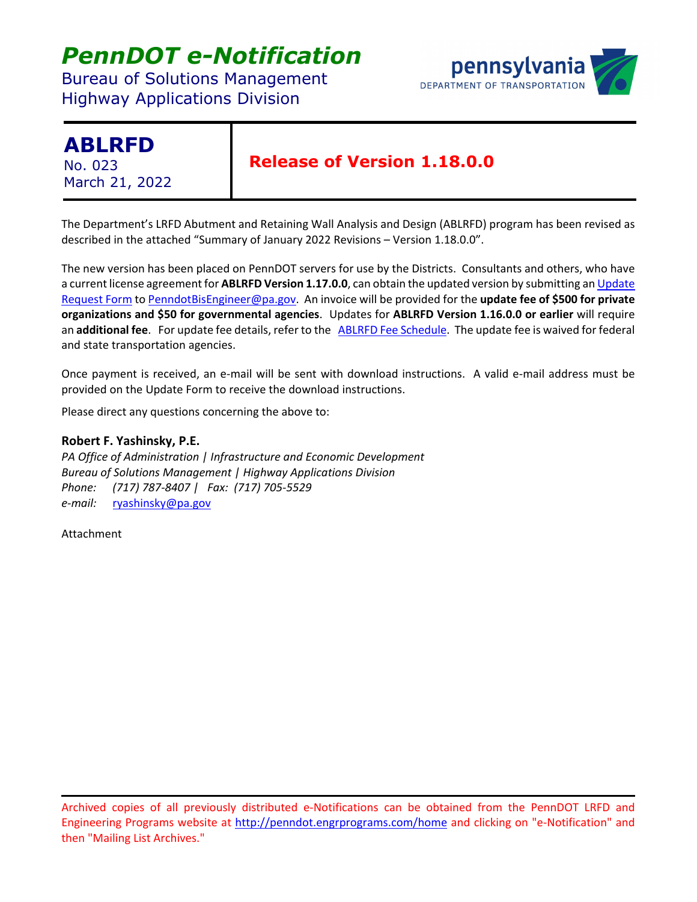# PennDOT e-Notification

Bureau of Solutions Management
Highway Applications Division

pennsylvania
DEPARTMENT OF TRANSPORTATION

| ABLRFD No. 023 March 21, 2022 | Release of Version 1.18.0.0 |
|---|---|

The Department's LRFD Abutment and Retaining Wall Analysis and Design (ABLRFD) program has been revised as described in the attached "Summary of January 2022 Revisions – Version 1.18.0.0".

The new version has been placed on PennDOT servers for use by the Districts. Consultants and others, who have a current license agreement for **ABLRFD Version 1.17.0.0**, can obtain the updated version by submitting an Update Request Form to PenndotBisEngineer@pa.gov. An invoice will be provided for the **update fee of $500 for private organizations and $50 for governmental agencies**. Updates for **ABLRFD Version 1.16.0.0 or earlier** will require an **additional fee**. For update fee details, refer to the ABLRFD Fee Schedule. The update fee is waived for federal and state transportation agencies.

Once payment is received, an e-mail will be sent with download instructions. A valid e-mail address must be provided on the Update Form to receive the download instructions.

Please direct any questions concerning the above to:

**Robert F. Yashinsky, P.E.**
*PA Office of Administration | Infrastructure and Economic Development*
*Bureau of Solutions Management | Highway Applications Division*
*Phone: (717) 787-8407 | Fax: (717) 705-5529*
*e-mail:* ryashinsky@pa.gov

Attachment

Archived copies of all previously distributed e-Notifications can be obtained from the PennDOT LRFD and Engineering Programs website at http://penndot.engrprograms.com/home and clicking on "e-Notification" and then "Mailing List Archives."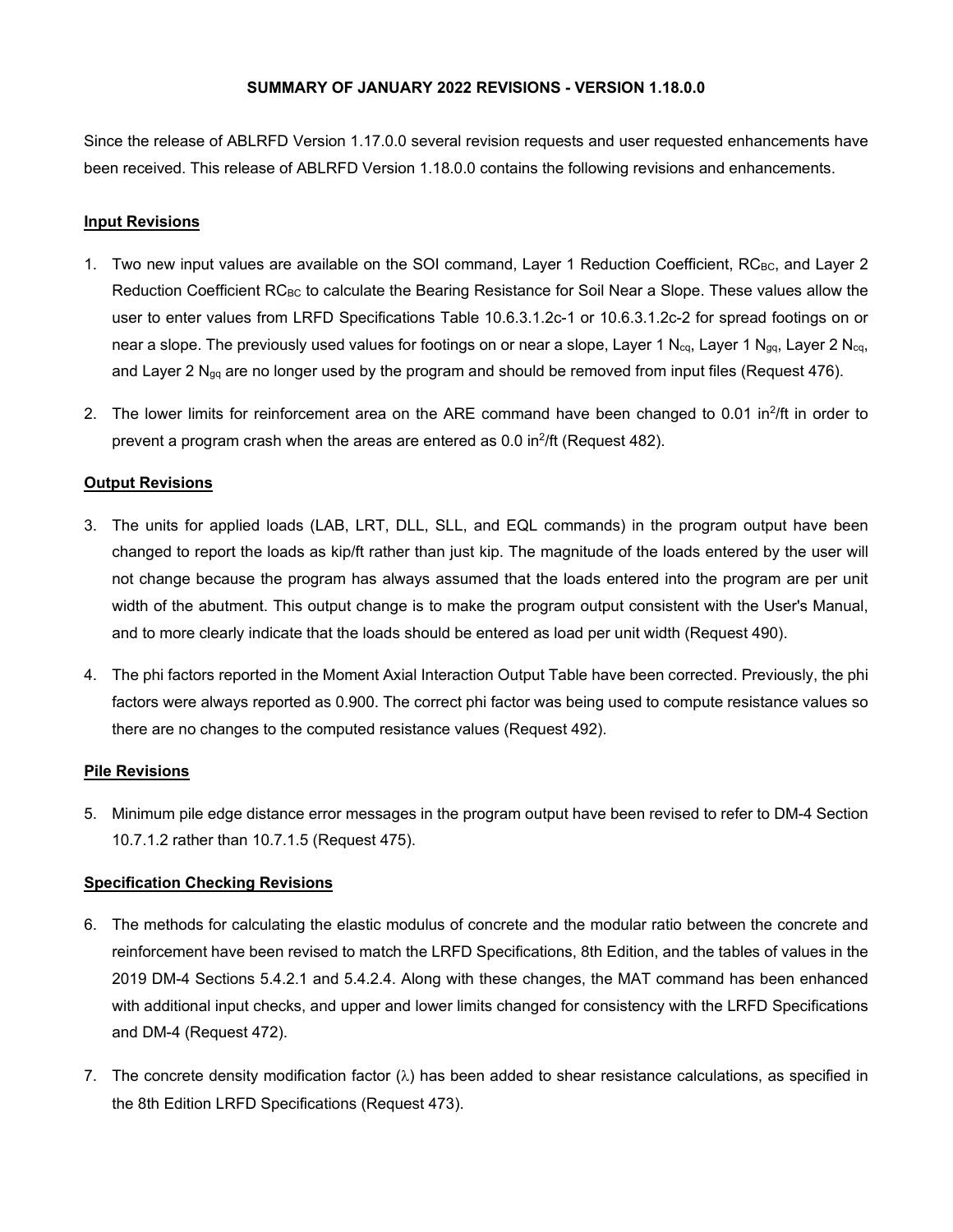**SUMMARY OF JANUARY 2022 REVISIONS - VERSION 1.18.0.0**

Since the release of ABLRFD Version 1.17.0.0 several revision requests and user requested enhancements have been received. This release of ABLRFD Version 1.18.0.0 contains the following revisions and enhancements.

**Input Revisions**

1. Two new input values are available on the SOI command, Layer 1 Reduction Coefficient, $RC_{BC}$, and Layer 2 Reduction Coefficient $RC_{BC}$ to calculate the Bearing Resistance for Soil Near a Slope. These values allow the user to enter values from LRFD Specifications Table 10.6.3.1.2c-1 or 10.6.3.1.2c-2 for spread footings on or near a slope. The previously used values for footings on or near a slope, Layer 1 $N_{cq}$, Layer 1 $N_{gq}$, Layer 2 $N_{cq}$, and Layer 2 $N_{gq}$ are no longer used by the program and should be removed from input files (Request 476).

2. The lower limits for reinforcement area on the ARE command have been changed to 0.01 $in^2$/ft in order to prevent a program crash when the areas are entered as 0.0 $in^2$/ft (Request 482).

**Output Revisions**

3. The units for applied loads (LAB, LRT, DLL, SLL, and EQL commands) in the program output have been changed to report the loads as kip/ft rather than just kip. The magnitude of the loads entered by the user will not change because the program has always assumed that the loads entered into the program are per unit width of the abutment. This output change is to make the program output consistent with the User's Manual, and to more clearly indicate that the loads should be entered as load per unit width (Request 490).

4. The phi factors reported in the Moment Axial Interaction Output Table have been corrected. Previously, the phi factors were always reported as 0.900. The correct phi factor was being used to compute resistance values so there are no changes to the computed resistance values (Request 492).

**Pile Revisions**

5. Minimum pile edge distance error messages in the program output have been revised to refer to DM-4 Section 10.7.1.2 rather than 10.7.1.5 (Request 475).

**Specification Checking Revisions**

6. The methods for calculating the elastic modulus of concrete and the modular ratio between the concrete and reinforcement have been revised to match the LRFD Specifications, 8th Edition, and the tables of values in the 2019 DM-4 Sections 5.4.2.1 and 5.4.2.4. Along with these changes, the MAT command has been enhanced with additional input checks, and upper and lower limits changed for consistency with the LRFD Specifications and DM-4 (Request 472).

7. The concrete density modification factor ($\lambda$) has been added to shear resistance calculations, as specified in the 8th Edition LRFD Specifications (Request 473).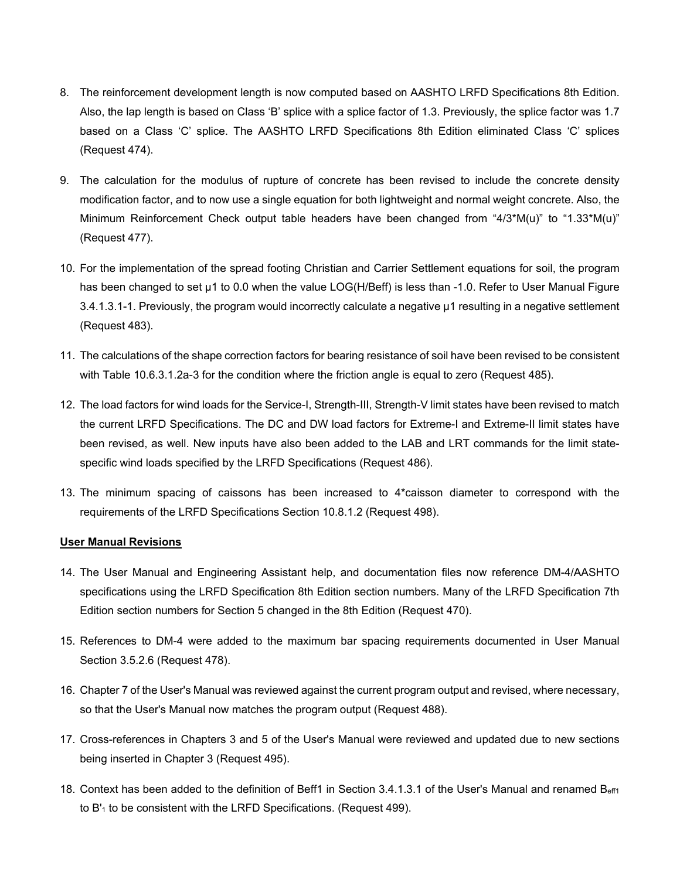8. The reinforcement development length is now computed based on AASHTO LRFD Specifications 8th Edition. Also, the lap length is based on Class ‘B’ splice with a splice factor of 1.3. Previously, the splice factor was 1.7 based on a Class ‘C’ splice. The AASHTO LRFD Specifications 8th Edition eliminated Class ‘C’ splices (Request 474).

9. The calculation for the modulus of rupture of concrete has been revised to include the concrete density modification factor, and to now use a single equation for both lightweight and normal weight concrete. Also, the Minimum Reinforcement Check output table headers have been changed from “4/3*M(u)” to “1.33*M(u)” (Request 477).

10. For the implementation of the spread footing Christian and Carrier Settlement equations for soil, the program has been changed to set $\mu1$ to 0.0 when the value LOG(H/Beff) is less than -1.0. Refer to User Manual Figure 3.4.1.3.1-1. Previously, the program would incorrectly calculate a negative $\mu1$ resulting in a negative settlement (Request 483).

11. The calculations of the shape correction factors for bearing resistance of soil have been revised to be consistent with Table 10.6.3.1.2a-3 for the condition where the friction angle is equal to zero (Request 485).

12. The load factors for wind loads for the Service-I, Strength-III, Strength-V limit states have been revised to match the current LRFD Specifications. The DC and DW load factors for Extreme-I and Extreme-II limit states have been revised, as well. New inputs have also been added to the LAB and LRT commands for the limit state-specific wind loads specified by the LRFD Specifications (Request 486).

13. The minimum spacing of caissons has been increased to 4*caisson diameter to correspond with the requirements of the LRFD Specifications Section 10.8.1.2 (Request 498).

**User Manual Revisions**

14. The User Manual and Engineering Assistant help, and documentation files now reference DM-4/AASHTO specifications using the LRFD Specification 8th Edition section numbers. Many of the LRFD Specification 7th Edition section numbers for Section 5 changed in the 8th Edition (Request 470).

15. References to DM-4 were added to the maximum bar spacing requirements documented in User Manual Section 3.5.2.6 (Request 478).

16. Chapter 7 of the User's Manual was reviewed against the current program output and revised, where necessary, so that the User's Manual now matches the program output (Request 488).

17. Cross-references in Chapters 3 and 5 of the User's Manual were reviewed and updated due to new sections being inserted in Chapter 3 (Request 495).

18. Context has been added to the definition of Beff1 in Section 3.4.1.3.1 of the User's Manual and renamed $B_{eff1}$ to $B'_1$ to be consistent with the LRFD Specifications. (Request 499).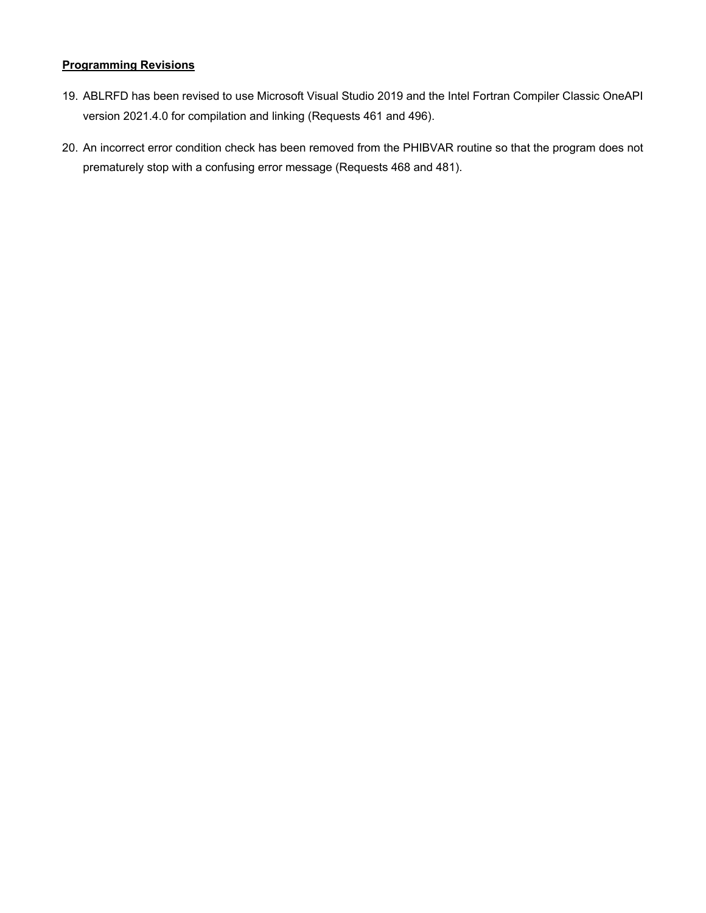**Programming Revisions**

19. ABLRFD has been revised to use Microsoft Visual Studio 2019 and the Intel Fortran Compiler Classic OneAPI version 2021.4.0 for compilation and linking (Requests 461 and 496).

20. An incorrect error condition check has been removed from the PHIBVAR routine so that the program does not prematurely stop with a confusing error message (Requests 468 and 481).